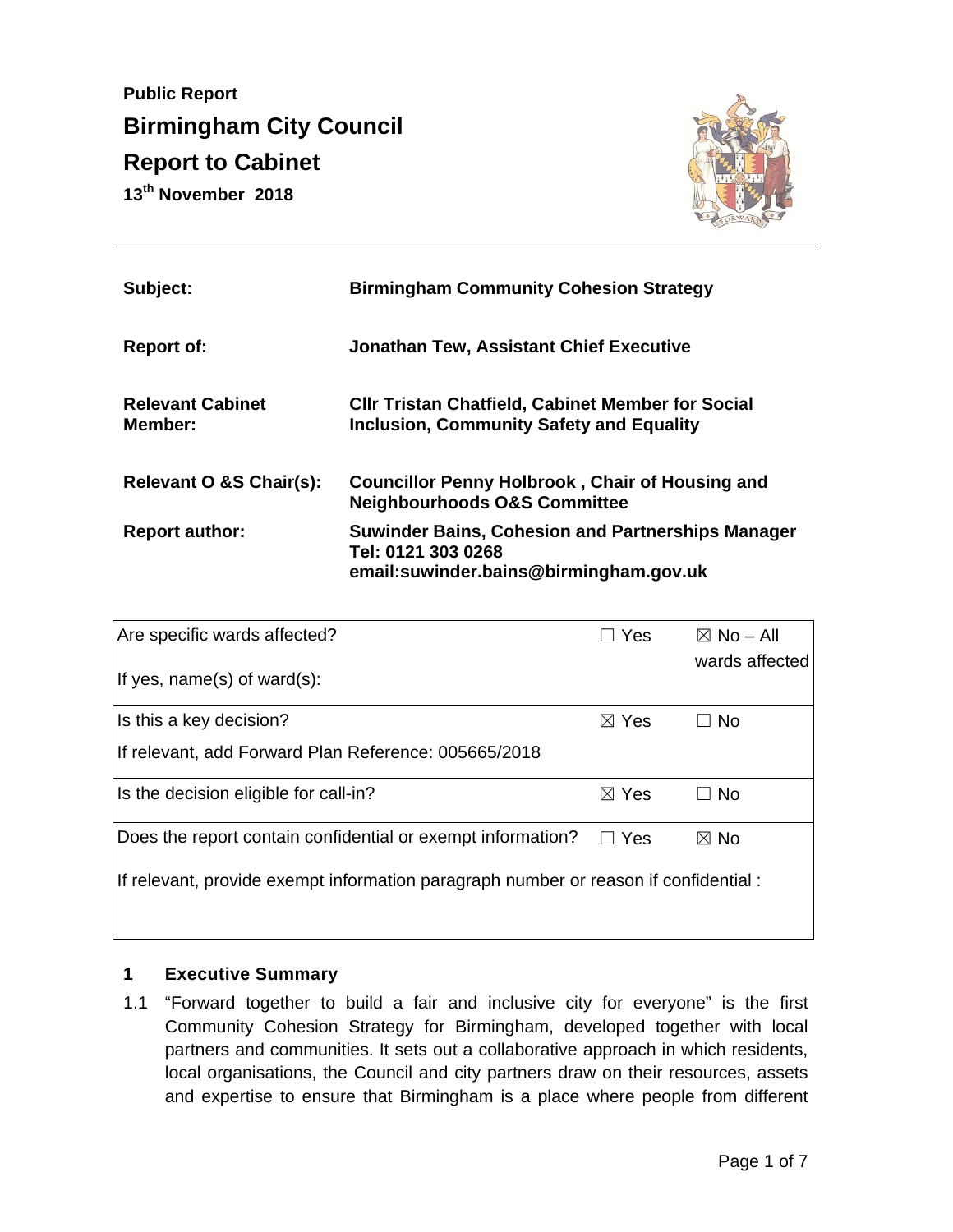**Public Report**

# Birmingham City Council

# Report to Cabinet

**13th November 2018**

| | |
|---|---|
| **Subject:** | **Birmingham Community Cohesion Strategy** |
| **Report of:** | **Jonathan Tew, Assistant Chief Executive** |
| **Relevant Cabinet Member:** | **Cllr Tristan Chatfield, Cabinet Member for Social Inclusion, Community Safety and Equality** |
| **Relevant O &S Chair(s):** | **Councillor Penny Holbrook , Chair of Housing and Neighbourhoods O&S Committee** |
| **Report author:** | **Suwinder Bains, Cohesion and Partnerships Manager Tel: 0121 303 0268 email:suwinder.bains@birmingham.gov.uk** |

| | | |
|---|---|---|
| Are specific wards affected?<br>If yes, name(s) of ward(s): | ☐ Yes | ☒ No – All wards affected |
| Is this a key decision?<br>If relevant, add Forward Plan Reference: 005665/2018 | ☒ Yes | ☐ No |
| Is the decision eligible for call-in? | ☒ Yes | ☐ No |
| Does the report contain confidential or exempt information?<br>If relevant, provide exempt information paragraph number or reason if confidential : | ☐ Yes | ☒ No |

## 1 Executive Summary

1.1 "Forward together to build a fair and inclusive city for everyone" is the first Community Cohesion Strategy for Birmingham, developed together with local partners and communities. It sets out a collaborative approach in which residents, local organisations, the Council and city partners draw on their resources, assets and expertise to ensure that Birmingham is a place where people from different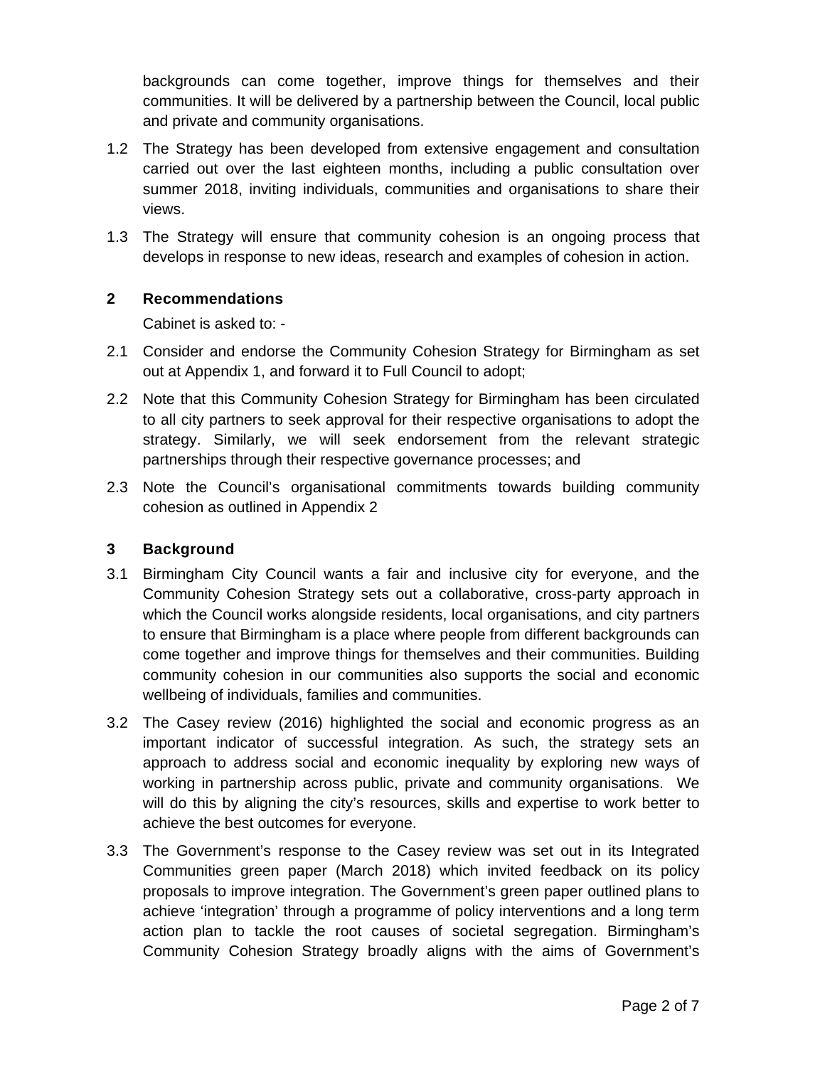backgrounds can come together, improve things for themselves and their communities. It will be delivered by a partnership between the Council, local public and private and community organisations.

1.2 The Strategy has been developed from extensive engagement and consultation carried out over the last eighteen months, including a public consultation over summer 2018, inviting individuals, communities and organisations to share their views.

1.3 The Strategy will ensure that community cohesion is an ongoing process that develops in response to new ideas, research and examples of cohesion in action.

## 2 Recommendations

Cabinet is asked to: -

2.1 Consider and endorse the Community Cohesion Strategy for Birmingham as set out at Appendix 1, and forward it to Full Council to adopt;

2.2 Note that this Community Cohesion Strategy for Birmingham has been circulated to all city partners to seek approval for their respective organisations to adopt the strategy. Similarly, we will seek endorsement from the relevant strategic partnerships through their respective governance processes; and

2.3 Note the Council's organisational commitments towards building community cohesion as outlined in Appendix 2

## 3 Background

3.1 Birmingham City Council wants a fair and inclusive city for everyone, and the Community Cohesion Strategy sets out a collaborative, cross-party approach in which the Council works alongside residents, local organisations, and city partners to ensure that Birmingham is a place where people from different backgrounds can come together and improve things for themselves and their communities. Building community cohesion in our communities also supports the social and economic wellbeing of individuals, families and communities.

3.2 The Casey review (2016) highlighted the social and economic progress as an important indicator of successful integration. As such, the strategy sets an approach to address social and economic inequality by exploring new ways of working in partnership across public, private and community organisations. We will do this by aligning the city's resources, skills and expertise to work better to achieve the best outcomes for everyone.

3.3 The Government's response to the Casey review was set out in its Integrated Communities green paper (March 2018) which invited feedback on its policy proposals to improve integration. The Government's green paper outlined plans to achieve 'integration' through a programme of policy interventions and a long term action plan to tackle the root causes of societal segregation. Birmingham's Community Cohesion Strategy broadly aligns with the aims of Government's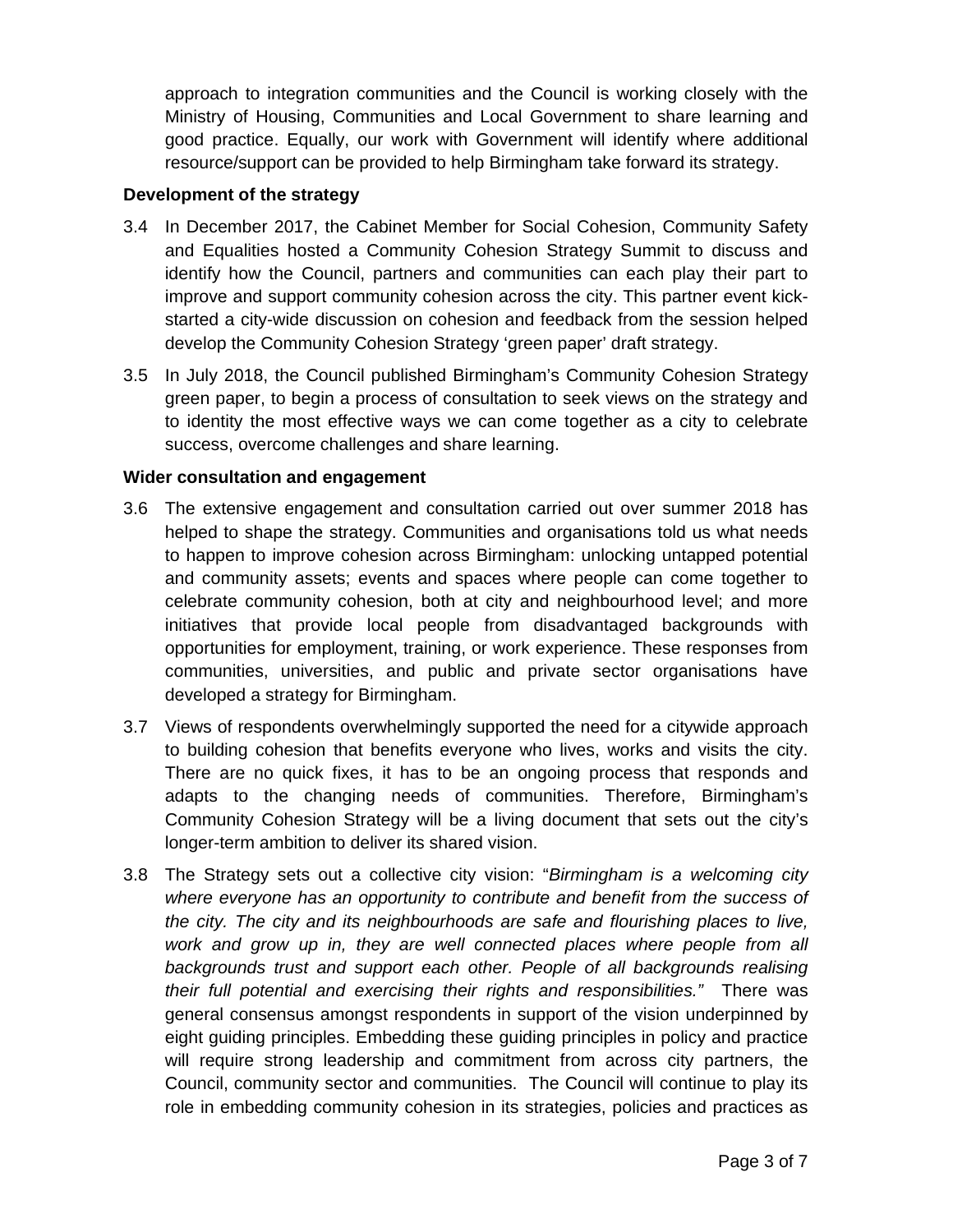approach to integration communities and the Council is working closely with the Ministry of Housing, Communities and Local Government to share learning and good practice. Equally, our work with Government will identify where additional resource/support can be provided to help Birmingham take forward its strategy.

**Development of the strategy**

3.4 In December 2017, the Cabinet Member for Social Cohesion, Community Safety and Equalities hosted a Community Cohesion Strategy Summit to discuss and identify how the Council, partners and communities can each play their part to improve and support community cohesion across the city. This partner event kick-started a city-wide discussion on cohesion and feedback from the session helped develop the Community Cohesion Strategy 'green paper' draft strategy.

3.5 In July 2018, the Council published Birmingham's Community Cohesion Strategy green paper, to begin a process of consultation to seek views on the strategy and to identity the most effective ways we can come together as a city to celebrate success, overcome challenges and share learning.

**Wider consultation and engagement**

3.6 The extensive engagement and consultation carried out over summer 2018 has helped to shape the strategy. Communities and organisations told us what needs to happen to improve cohesion across Birmingham: unlocking untapped potential and community assets; events and spaces where people can come together to celebrate community cohesion, both at city and neighbourhood level; and more initiatives that provide local people from disadvantaged backgrounds with opportunities for employment, training, or work experience. These responses from communities, universities, and public and private sector organisations have developed a strategy for Birmingham.

3.7 Views of respondents overwhelmingly supported the need for a citywide approach to building cohesion that benefits everyone who lives, works and visits the city. There are no quick fixes, it has to be an ongoing process that responds and adapts to the changing needs of communities. Therefore, Birmingham's Community Cohesion Strategy will be a living document that sets out the city's longer-term ambition to deliver its shared vision.

3.8 The Strategy sets out a collective city vision: "*Birmingham is a welcoming city where everyone has an opportunity to contribute and benefit from the success of the city. The city and its neighbourhoods are safe and flourishing places to live, work and grow up in, they are well connected places where people from all backgrounds trust and support each other. People of all backgrounds realising their full potential and exercising their rights and responsibilities."* There was general consensus amongst respondents in support of the vision underpinned by eight guiding principles. Embedding these guiding principles in policy and practice will require strong leadership and commitment from across city partners, the Council, community sector and communities. The Council will continue to play its role in embedding community cohesion in its strategies, policies and practices as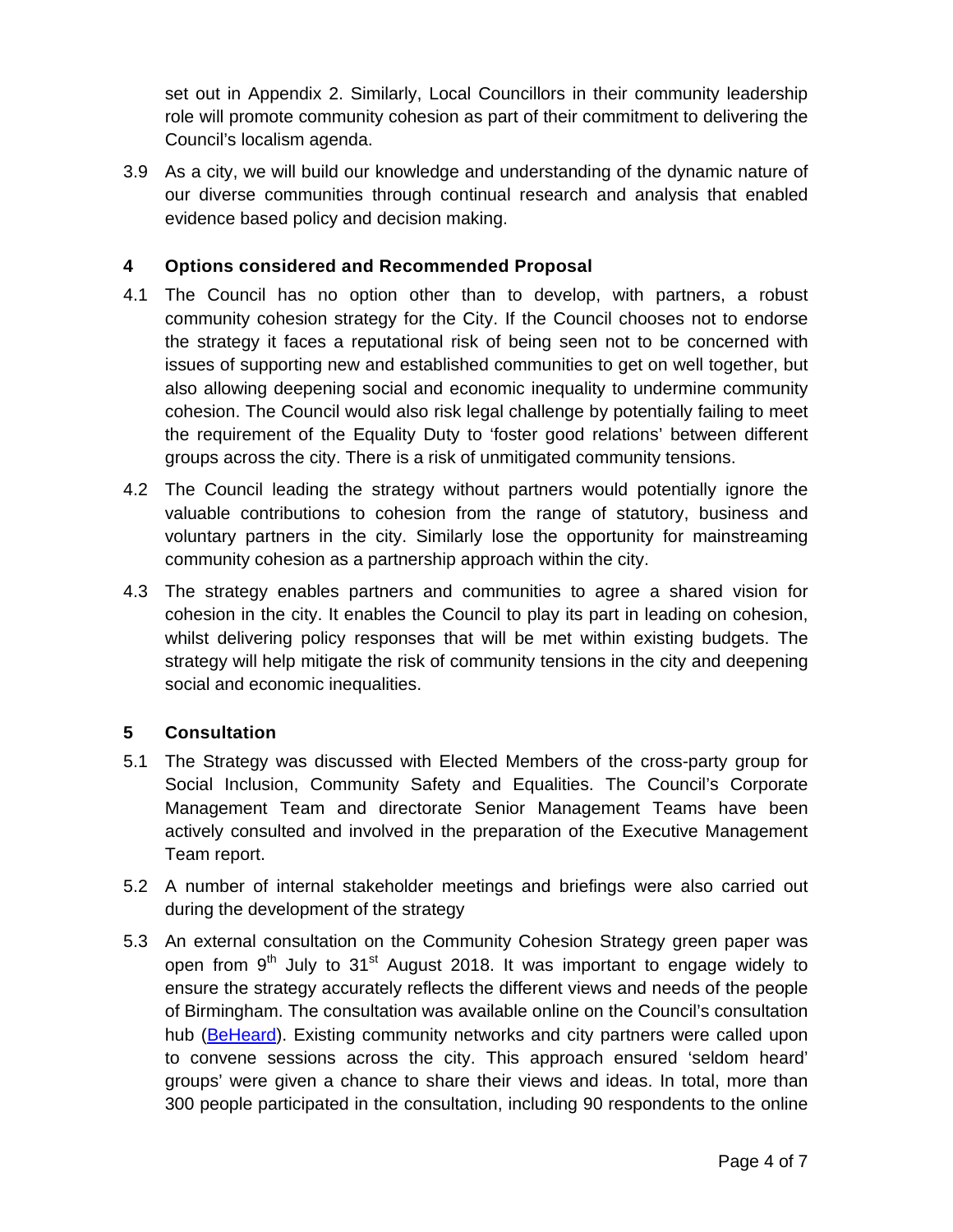set out in Appendix 2. Similarly, Local Councillors in their community leadership role will promote community cohesion as part of their commitment to delivering the Council's localism agenda.

3.9 As a city, we will build our knowledge and understanding of the dynamic nature of our diverse communities through continual research and analysis that enabled evidence based policy and decision making.

## 4 Options considered and Recommended Proposal

4.1 The Council has no option other than to develop, with partners, a robust community cohesion strategy for the City. If the Council chooses not to endorse the strategy it faces a reputational risk of being seen not to be concerned with issues of supporting new and established communities to get on well together, but also allowing deepening social and economic inequality to undermine community cohesion. The Council would also risk legal challenge by potentially failing to meet the requirement of the Equality Duty to 'foster good relations' between different groups across the city. There is a risk of unmitigated community tensions.

4.2 The Council leading the strategy without partners would potentially ignore the valuable contributions to cohesion from the range of statutory, business and voluntary partners in the city. Similarly lose the opportunity for mainstreaming community cohesion as a partnership approach within the city.

4.3 The strategy enables partners and communities to agree a shared vision for cohesion in the city. It enables the Council to play its part in leading on cohesion, whilst delivering policy responses that will be met within existing budgets. The strategy will help mitigate the risk of community tensions in the city and deepening social and economic inequalities.

## 5 Consultation

5.1 The Strategy was discussed with Elected Members of the cross-party group for Social Inclusion, Community Safety and Equalities. The Council's Corporate Management Team and directorate Senior Management Teams have been actively consulted and involved in the preparation of the Executive Management Team report.

5.2 A number of internal stakeholder meetings and briefings were also carried out during the development of the strategy

5.3 An external consultation on the Community Cohesion Strategy green paper was open from 9th July to 31st August 2018. It was important to engage widely to ensure the strategy accurately reflects the different views and needs of the people of Birmingham. The consultation was available online on the Council's consultation hub (BeHeard). Existing community networks and city partners were called upon to convene sessions across the city. This approach ensured 'seldom heard' groups' were given a chance to share their views and ideas. In total, more than 300 people participated in the consultation, including 90 respondents to the online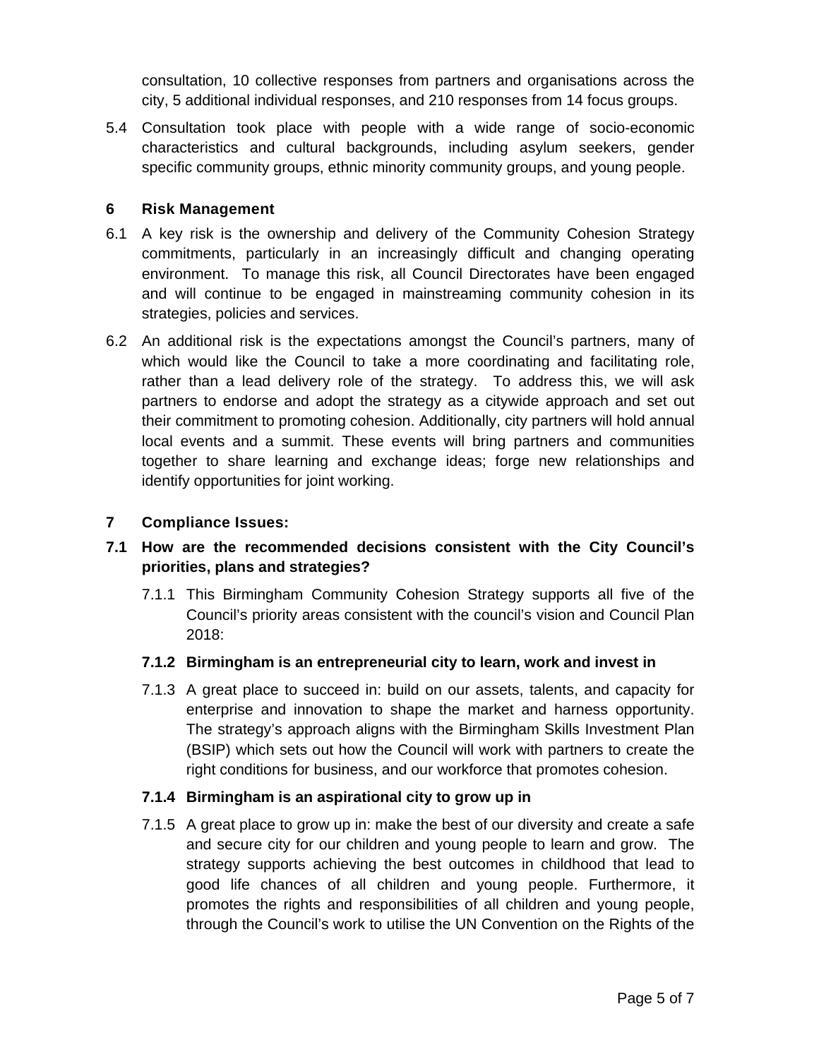consultation, 10 collective responses from partners and organisations across the city, 5 additional individual responses, and 210 responses from 14 focus groups.

5.4 Consultation took place with people with a wide range of socio-economic characteristics and cultural backgrounds, including asylum seekers, gender specific community groups, ethnic minority community groups, and young people.

## 6 Risk Management

6.1 A key risk is the ownership and delivery of the Community Cohesion Strategy commitments, particularly in an increasingly difficult and changing operating environment. To manage this risk, all Council Directorates have been engaged and will continue to be engaged in mainstreaming community cohesion in its strategies, policies and services.

6.2 An additional risk is the expectations amongst the Council's partners, many of which would like the Council to take a more coordinating and facilitating role, rather than a lead delivery role of the strategy. To address this, we will ask partners to endorse and adopt the strategy as a citywide approach and set out their commitment to promoting cohesion. Additionally, city partners will hold annual local events and a summit. These events will bring partners and communities together to share learning and exchange ideas; forge new relationships and identify opportunities for joint working.

## 7 Compliance Issues:

### 7.1 How are the recommended decisions consistent with the City Council's priorities, plans and strategies?

7.1.1 This Birmingham Community Cohesion Strategy supports all five of the Council's priority areas consistent with the council's vision and Council Plan 2018:

**7.1.2 Birmingham is an entrepreneurial city to learn, work and invest in**

7.1.3 A great place to succeed in: build on our assets, talents, and capacity for enterprise and innovation to shape the market and harness opportunity. The strategy's approach aligns with the Birmingham Skills Investment Plan (BSIP) which sets out how the Council will work with partners to create the right conditions for business, and our workforce that promotes cohesion.

**7.1.4 Birmingham is an aspirational city to grow up in**

7.1.5 A great place to grow up in: make the best of our diversity and create a safe and secure city for our children and young people to learn and grow. The strategy supports achieving the best outcomes in childhood that lead to good life chances of all children and young people. Furthermore, it promotes the rights and responsibilities of all children and young people, through the Council's work to utilise the UN Convention on the Rights of the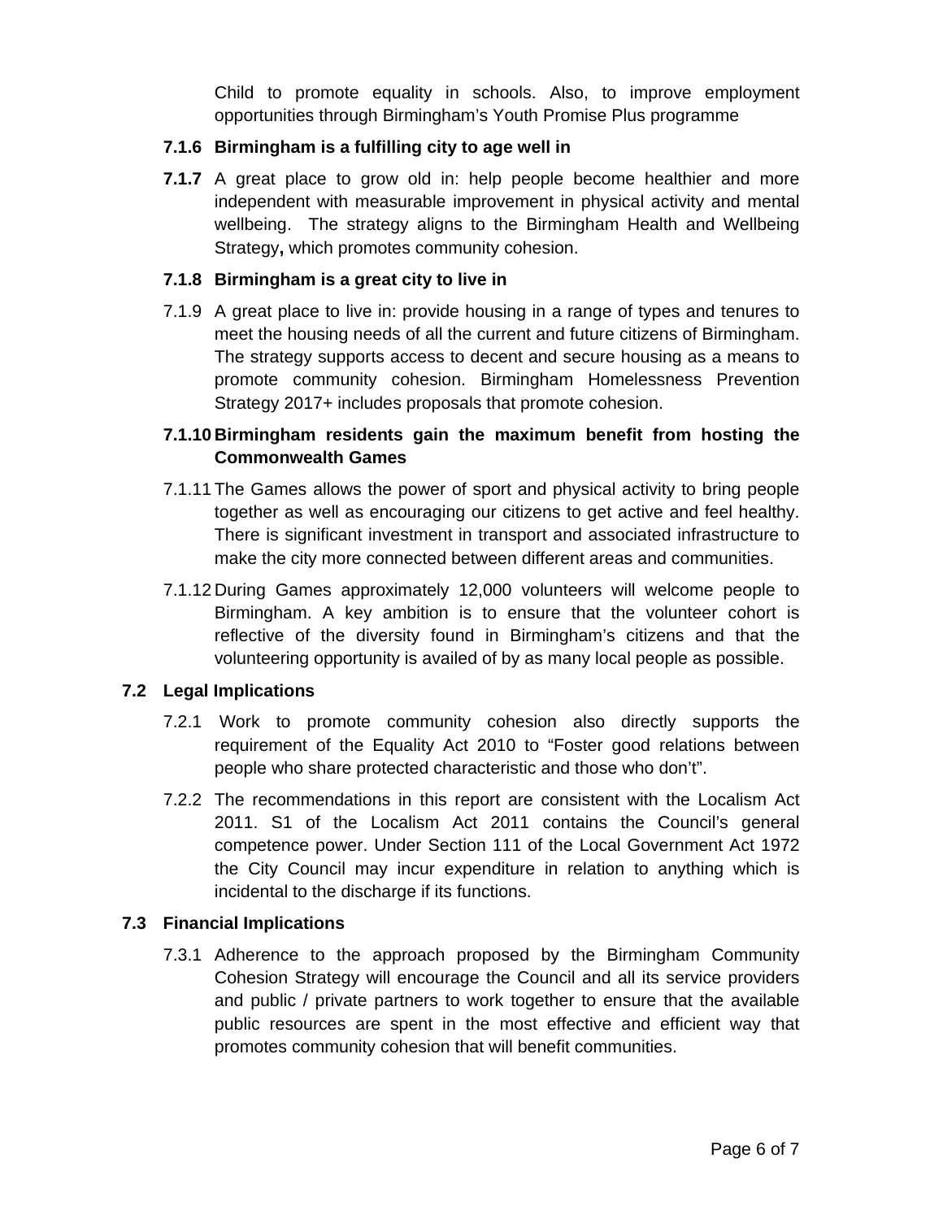Child to promote equality in schools. Also, to improve employment opportunities through Birmingham's Youth Promise Plus programme

**7.1.6 Birmingham is a fulfilling city to age well in**

**7.1.7** A great place to grow old in: help people become healthier and more independent with measurable improvement in physical activity and mental wellbeing. The strategy aligns to the Birmingham Health and Wellbeing Strategy**,** which promotes community cohesion.

**7.1.8 Birmingham is a great city to live in**

7.1.9 A great place to live in: provide housing in a range of types and tenures to meet the housing needs of all the current and future citizens of Birmingham. The strategy supports access to decent and secure housing as a means to promote community cohesion. Birmingham Homelessness Prevention Strategy 2017+ includes proposals that promote cohesion.

**7.1.10 Birmingham residents gain the maximum benefit from hosting the Commonwealth Games**

7.1.11 The Games allows the power of sport and physical activity to bring people together as well as encouraging our citizens to get active and feel healthy. There is significant investment in transport and associated infrastructure to make the city more connected between different areas and communities.

7.1.12 During Games approximately 12,000 volunteers will welcome people to Birmingham. A key ambition is to ensure that the volunteer cohort is reflective of the diversity found in Birmingham's citizens and that the volunteering opportunity is availed of by as many local people as possible.

**7.2 Legal Implications**

7.2.1 Work to promote community cohesion also directly supports the requirement of the Equality Act 2010 to "Foster good relations between people who share protected characteristic and those who don't".

7.2.2 The recommendations in this report are consistent with the Localism Act 2011. S1 of the Localism Act 2011 contains the Council's general competence power. Under Section 111 of the Local Government Act 1972 the City Council may incur expenditure in relation to anything which is incidental to the discharge if its functions.

**7.3 Financial Implications**

7.3.1 Adherence to the approach proposed by the Birmingham Community Cohesion Strategy will encourage the Council and all its service providers and public / private partners to work together to ensure that the available public resources are spent in the most effective and efficient way that promotes community cohesion that will benefit communities.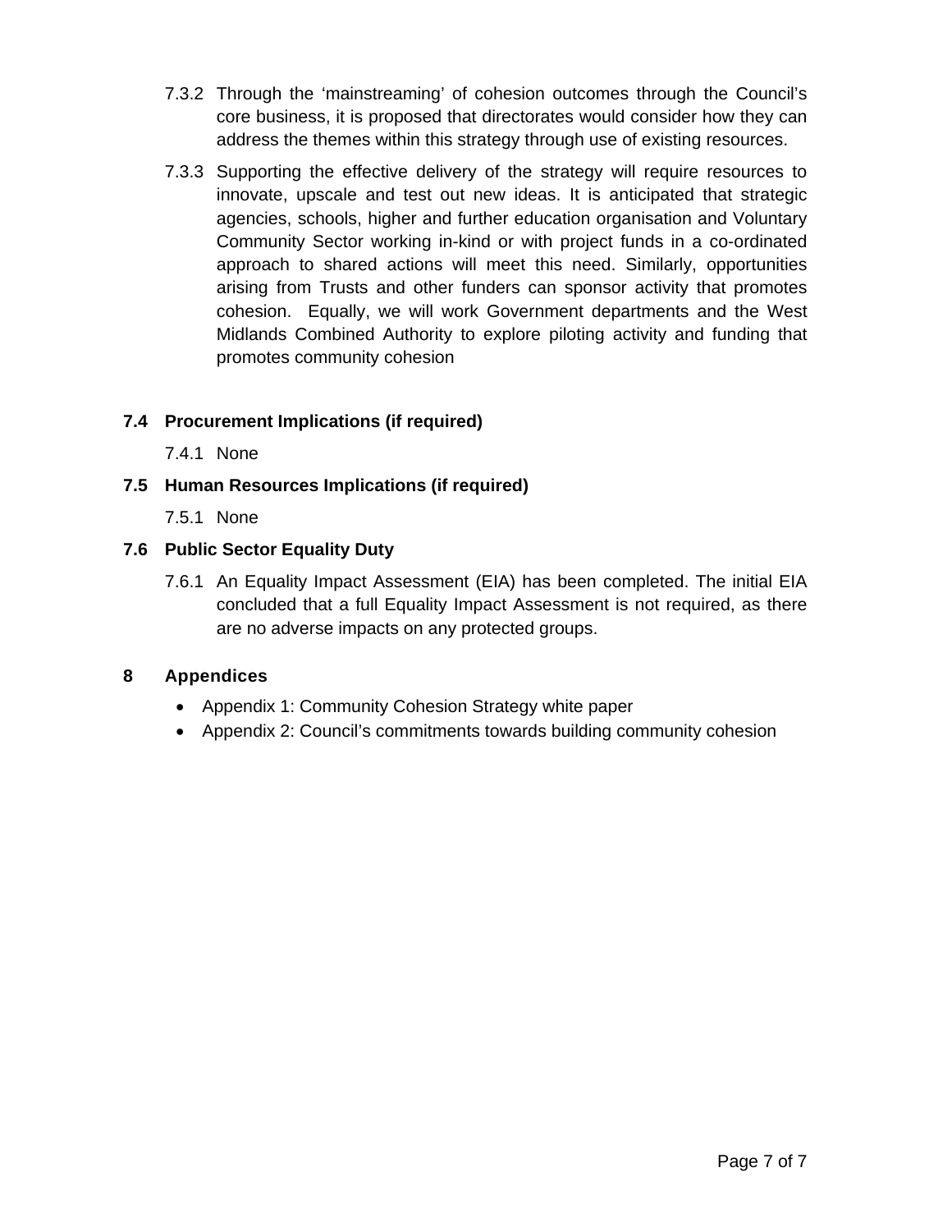7.3.2 Through the 'mainstreaming' of cohesion outcomes through the Council's core business, it is proposed that directorates would consider how they can address the themes within this strategy through use of existing resources.

7.3.3 Supporting the effective delivery of the strategy will require resources to innovate, upscale and test out new ideas. It is anticipated that strategic agencies, schools, higher and further education organisation and Voluntary Community Sector working in-kind or with project funds in a co-ordinated approach to shared actions will meet this need. Similarly, opportunities arising from Trusts and other funders can sponsor activity that promotes cohesion. Equally, we will work Government departments and the West Midlands Combined Authority to explore piloting activity and funding that promotes community cohesion

### 7.4 Procurement Implications (if required)

7.4.1 None

### 7.5 Human Resources Implications (if required)

7.5.1 None

### 7.6 Public Sector Equality Duty

7.6.1 An Equality Impact Assessment (EIA) has been completed. The initial EIA concluded that a full Equality Impact Assessment is not required, as there are no adverse impacts on any protected groups.

## 8 Appendices

- Appendix 1: Community Cohesion Strategy white paper
- Appendix 2: Council's commitments towards building community cohesion